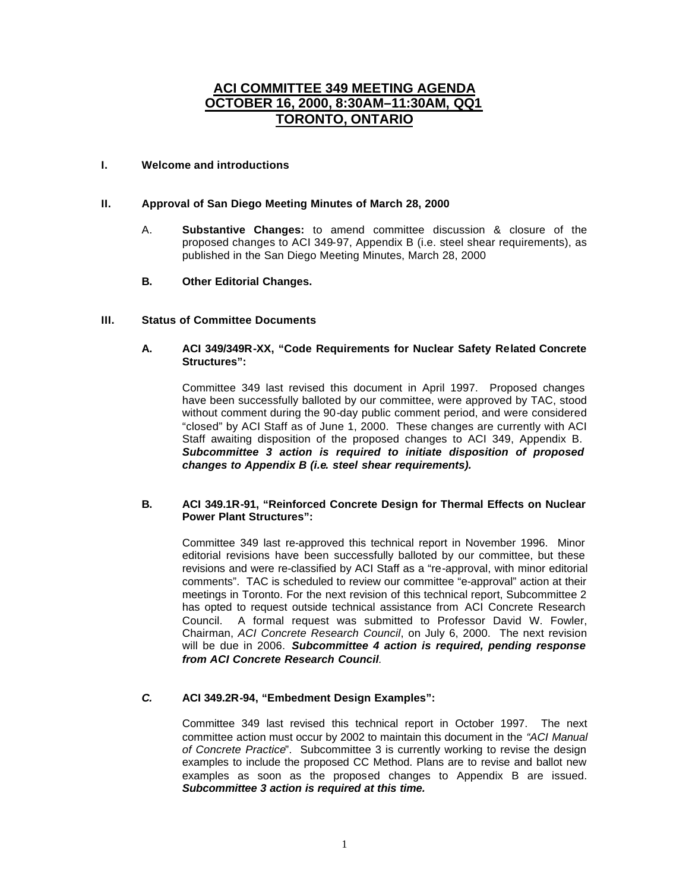# ACI COMMITTEE 349 MEETING AGENDA
# OCTOBER 16, 2000, 8:30AM–11:30AM, QQ1
# TORONTO, ONTARIO

**I. Welcome and introductions**

**II. Approval of San Diego Meeting Minutes of March 28, 2000**

A. **Substantive Changes:** to amend committee discussion & closure of the proposed changes to ACI 349-97, Appendix B (i.e. steel shear requirements), as published in the San Diego Meeting Minutes, March 28, 2000

**B. Other Editorial Changes.**

**III. Status of Committee Documents**

**A. ACI 349/349R-XX, "Code Requirements for Nuclear Safety Related Concrete Structures":**

Committee 349 last revised this document in April 1997. Proposed changes have been successfully balloted by our committee, were approved by TAC, stood without comment during the 90-day public comment period, and were considered "closed" by ACI Staff as of June 1, 2000. These changes are currently with ACI Staff awaiting disposition of the proposed changes to ACI 349, Appendix B. ***Subcommittee 3 action is required to initiate disposition of proposed changes to Appendix B (i.e. steel shear requirements).***

**B. ACI 349.1R-91, "Reinforced Concrete Design for Thermal Effects on Nuclear Power Plant Structures":**

Committee 349 last re-approved this technical report in November 1996. Minor editorial revisions have been successfully balloted by our committee, but these revisions and were re-classified by ACI Staff as a "re-approval, with minor editorial comments". TAC is scheduled to review our committee "e-approval" action at their meetings in Toronto. For the next revision of this technical report, Subcommittee 2 has opted to request outside technical assistance from ACI Concrete Research Council. A formal request was submitted to Professor David W. Fowler, Chairman, *ACI Concrete Research Council*, on July 6, 2000. The next revision will be due in 2006. ***Subcommittee 4 action is required, pending response from ACI Concrete Research Council***.

***C.*** **ACI 349.2R-94, "Embedment Design Examples":**

Committee 349 last revised this technical report in October 1997. The next committee action must occur by 2002 to maintain this document in the *"ACI Manual of Concrete Practice*". Subcommittee 3 is currently working to revise the design examples to include the proposed CC Method. Plans are to revise and ballot new examples as soon as the proposed changes to Appendix B are issued. ***Subcommittee 3 action is required at this time.***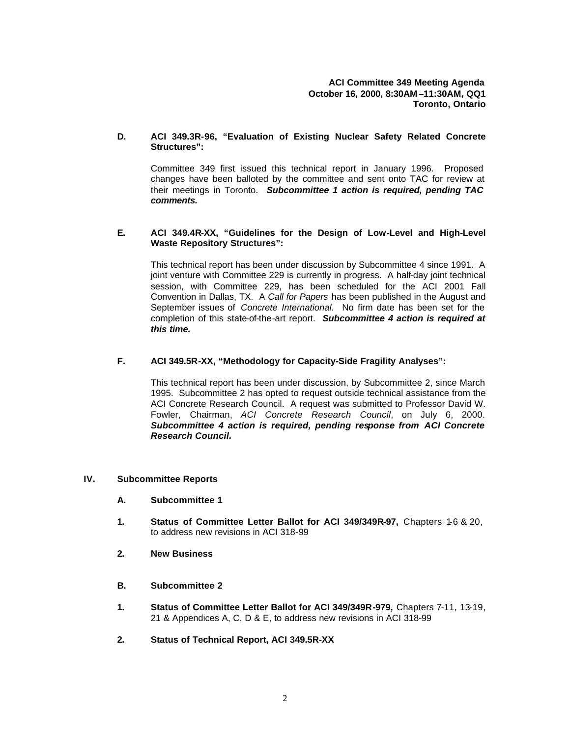**ACI Committee 349 Meeting Agenda**
**October 16, 2000, 8:30AM –11:30AM, QQ1**
**Toronto, Ontario**

**D. ACI 349.3R-96, "Evaluation of Existing Nuclear Safety Related Concrete Structures":**

Committee 349 first issued this technical report in January 1996. Proposed changes have been balloted by the committee and sent onto TAC for review at their meetings in Toronto. ***Subcommittee 1 action is required, pending TAC comments.***

**E. ACI 349.4R-XX, "Guidelines for the Design of Low-Level and High-Level Waste Repository Structures":**

This technical report has been under discussion by Subcommittee 4 since 1991. A joint venture with Committee 229 is currently in progress. A half-day joint technical session, with Committee 229, has been scheduled for the ACI 2001 Fall Convention in Dallas, TX. A *Call for Papers* has been published in the August and September issues of *Concrete International*. No firm date has been set for the completion of this state-of-the-art report. ***Subcommittee 4 action is required at this time.***

**F. ACI 349.5R-XX, "Methodology for Capacity-Side Fragility Analyses":**

This technical report has been under discussion, by Subcommittee 2, since March 1995. Subcommittee 2 has opted to request outside technical assistance from the ACI Concrete Research Council. A request was submitted to Professor David W. Fowler, Chairman, *ACI Concrete Research Council*, on July 6, 2000. ***Subcommittee 4 action is required, pending response from ACI Concrete Research Council.***

## IV. Subcommittee Reports

**A. Subcommittee 1**

1. **Status of Committee Letter Ballot for ACI 349/349R-97,** Chapters 1-6 & 20, to address new revisions in ACI 318-99
2. **New Business**

**B. Subcommittee 2**

1. **Status of Committee Letter Ballot for ACI 349/349R-979,** Chapters 7-11, 13-19, 21 & Appendices A, C, D & E, to address new revisions in ACI 318-99
2. **Status of Technical Report, ACI 349.5R-XX**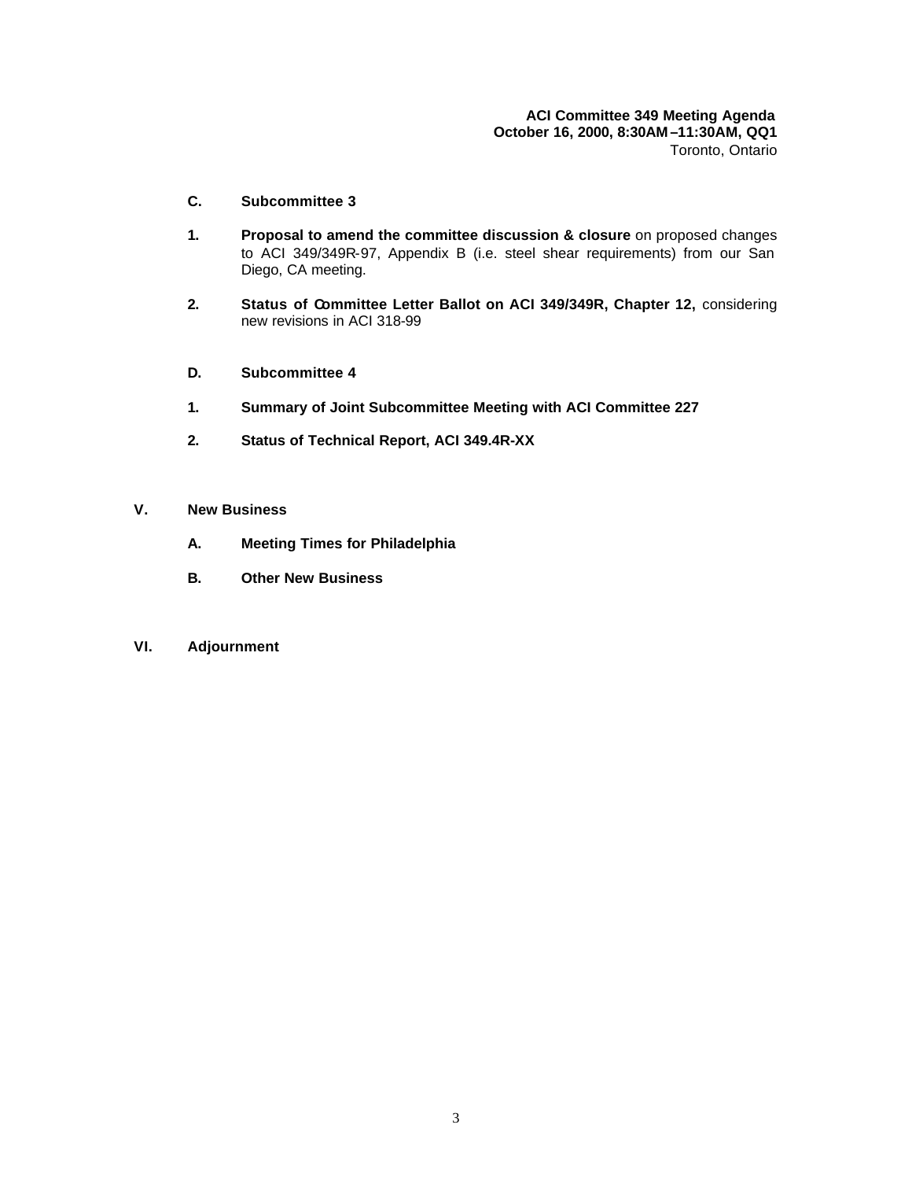**ACI Committee 349 Meeting Agenda**
**October 16, 2000, 8:30AM – 11:30AM, QQ1**
Toronto, Ontario

**C. Subcommittee 3**

**1. Proposal to amend the committee discussion & closure** on proposed changes to ACI 349/349R-97, Appendix B (i.e. steel shear requirements) from our San Diego, CA meeting.

**2. Status of Committee Letter Ballot on ACI 349/349R, Chapter 12,** considering new revisions in ACI 318-99

**D. Subcommittee 4**

**1. Summary of Joint Subcommittee Meeting with ACI Committee 227**

**2. Status of Technical Report, ACI 349.4R-XX**

**V. New Business**

**A. Meeting Times for Philadelphia**

**B. Other New Business**

**VI. Adjournment**